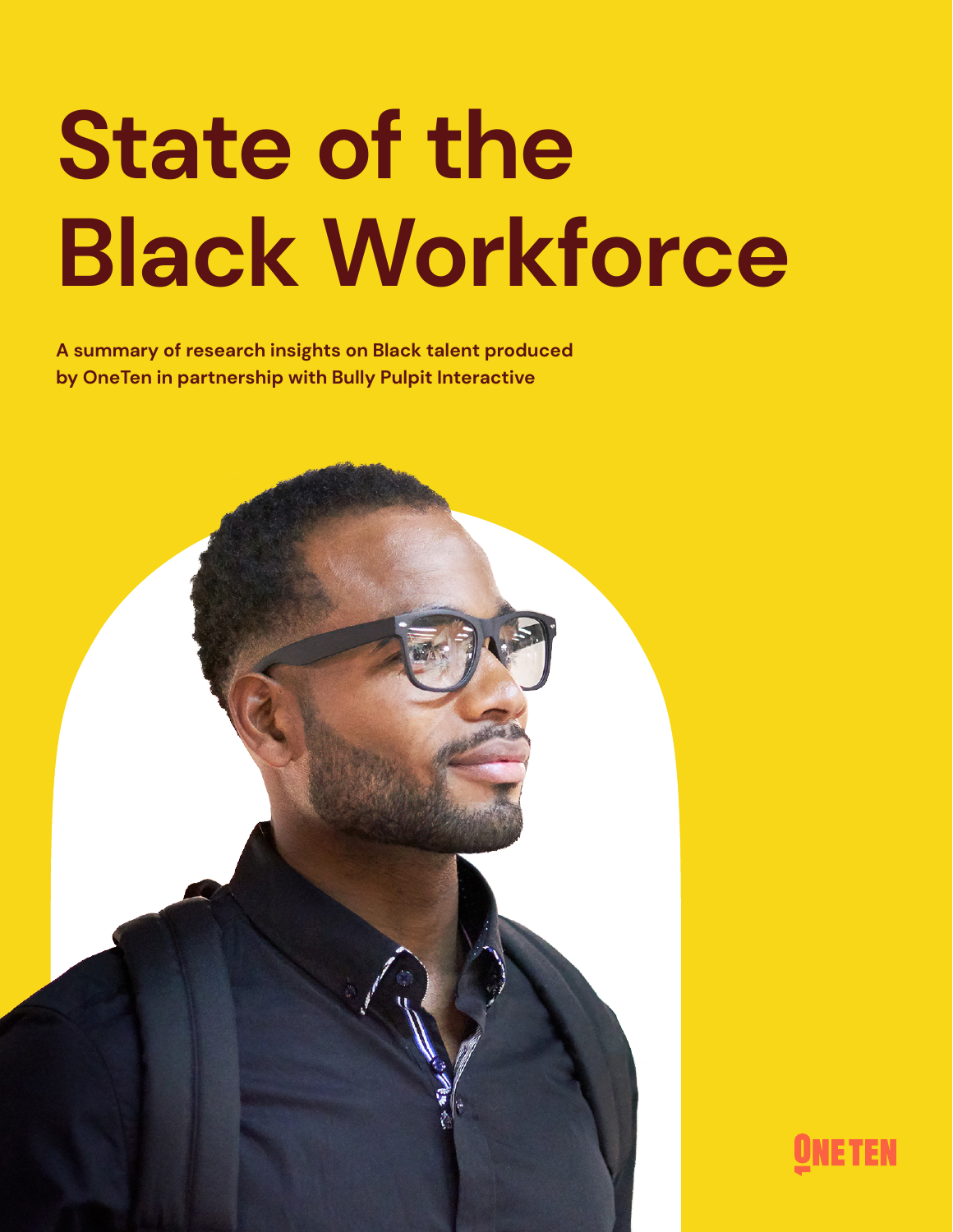# State of the Black Workforce

**A summary of research insights on Black talent produced by OneTen in partnership with Bully Pulpit Interactive**

ONETEN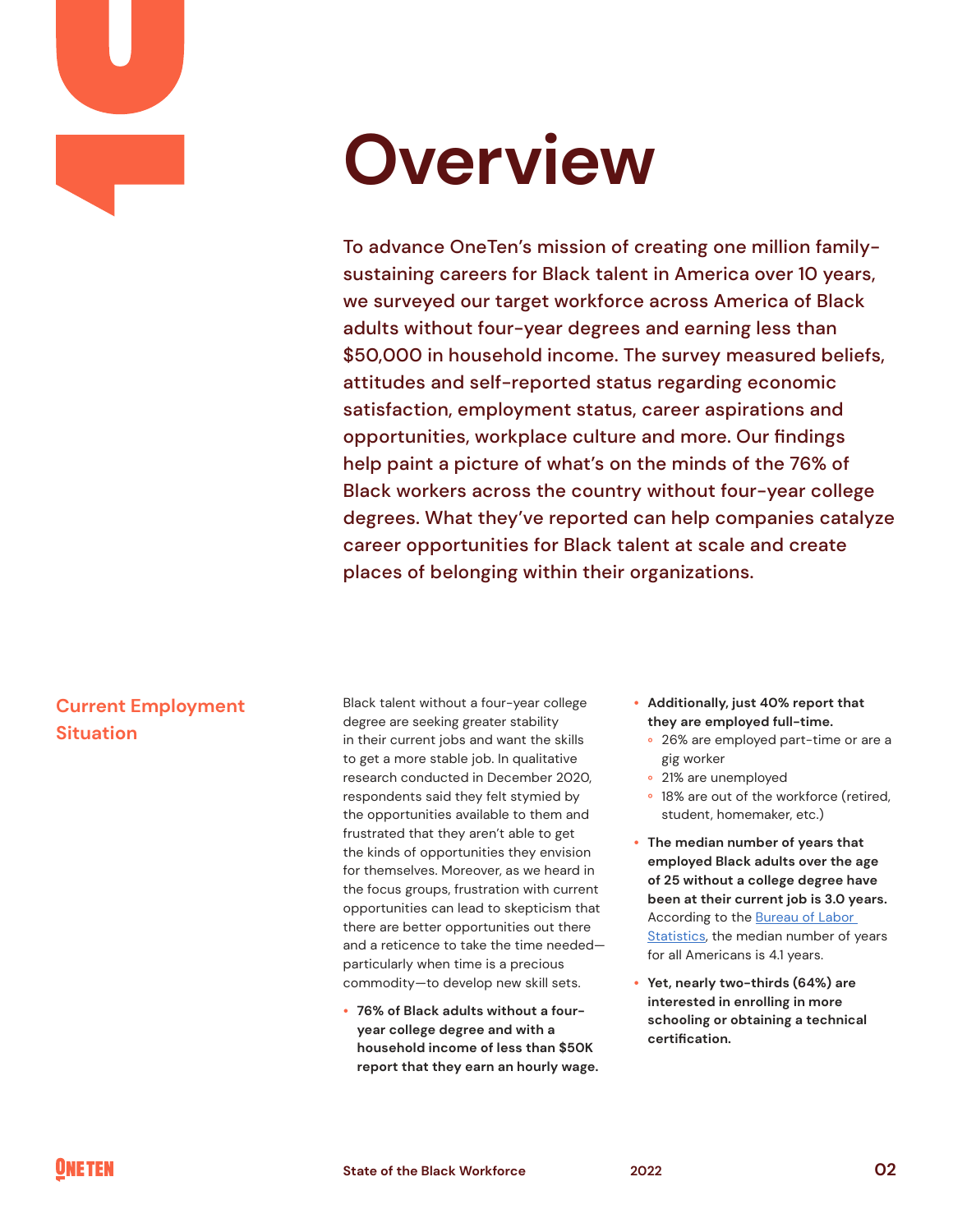# Overview

To advance OneTen's mission of creating one million family-sustaining careers for Black talent in America over 10 years, we surveyed our target workforce across America of Black adults without four-year degrees and earning less than $50,000 in household income. The survey measured beliefs, attitudes and self-reported status regarding economic satisfaction, employment status, career aspirations and opportunities, workplace culture and more. Our findings help paint a picture of what's on the minds of the 76% of Black workers across the country without four-year college degrees. What they've reported can help companies catalyze career opportunities for Black talent at scale and create places of belonging within their organizations.

## Current Employment Situation

Black talent without a four-year college degree are seeking greater stability in their current jobs and want the skills to get a more stable job. In qualitative research conducted in December 2020, respondents said they felt stymied by the opportunities available to them and frustrated that they aren't able to get the kinds of opportunities they envision for themselves. Moreover, as we heard in the focus groups, frustration with current opportunities can lead to skepticism that there are better opportunities out there and a reticence to take the time needed—particularly when time is a precious commodity—to develop new skill sets.

- **76% of Black adults without a four-year college degree and with a household income of less than $50K report that they earn an hourly wage.**
- **Additionally, just 40% report that they are employed full-time.**
  - 26% are employed part-time or are a gig worker
  - 21% are unemployed
  - 18% are out of the workforce (retired, student, homemaker, etc.)
- **The median number of years that employed Black adults over the age of 25 without a college degree have been at their current job is 3.0 years.** According to the Bureau of Labor Statistics, the median number of years for all Americans is 4.1 years.
- **Yet, nearly two-thirds (64%) are interested in enrolling in more schooling or obtaining a technical certification.**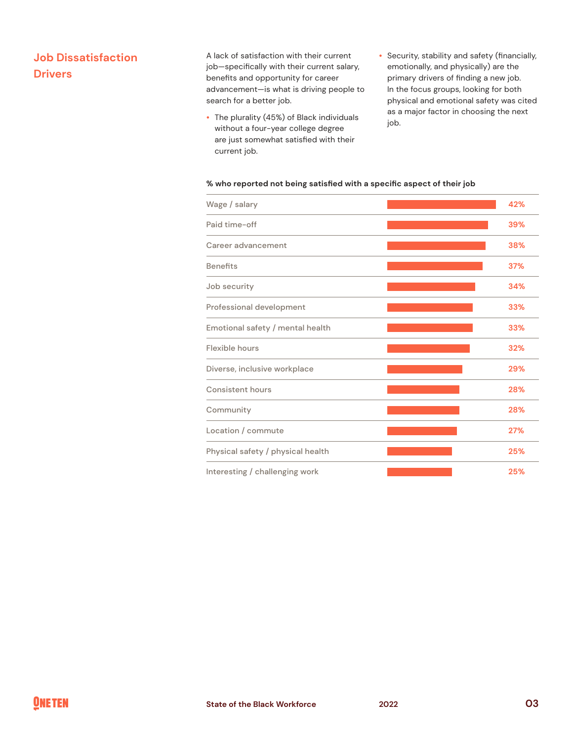## Job Dissatisfaction Drivers

A lack of satisfaction with their current job—specifically with their current salary, benefits and opportunity for career advancement—is what is driving people to search for a better job.

- The plurality (45%) of Black individuals without a four-year college degree are just somewhat satisfied with their current job.
- Security, stability and safety (financially, emotionally, and physically) are the primary drivers of finding a new job. In the focus groups, looking for both physical and emotional safety was cited as a major factor in choosing the next job.

**% who reported not being satisfied with a specific aspect of their job**

| Aspect | % |
|---|---|
| Wage / salary | 42% |
| Paid time-off | 39% |
| Career advancement | 38% |
| Benefits | 37% |
| Job security | 34% |
| Professional development | 33% |
| Emotional safety / mental health | 33% |
| Flexible hours | 32% |
| Diverse, inclusive workplace | 29% |
| Consistent hours | 28% |
| Community | 28% |
| Location / commute | 27% |
| Physical safety / physical health | 25% |
| Interesting / challenging work | 25% |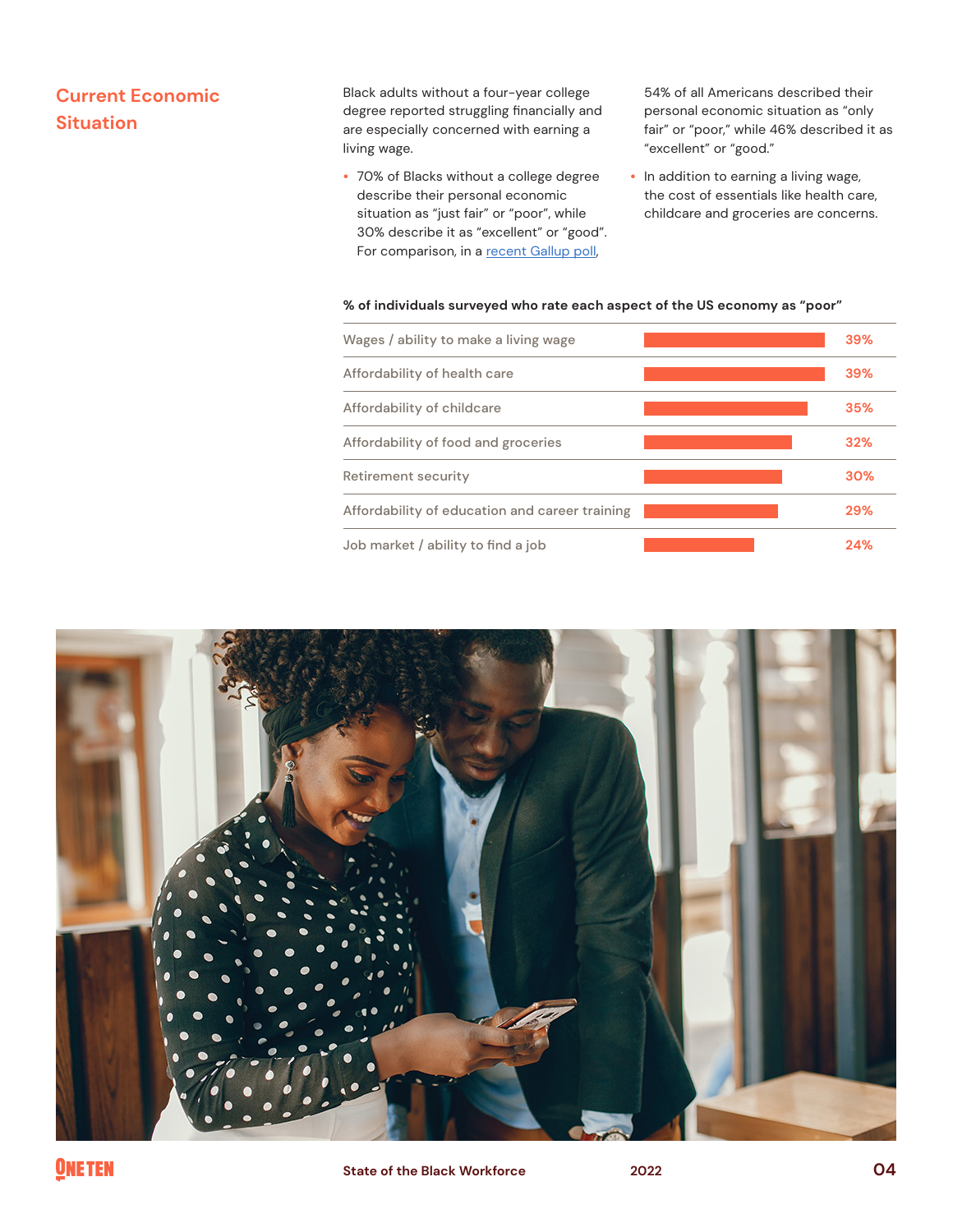## Current Economic Situation

Black adults without a four-year college degree reported struggling financially and are especially concerned with earning a living wage.

- 70% of Blacks without a college degree describe their personal economic situation as "just fair" or "poor", while 30% describe it as "excellent" or "good". For comparison, in a recent Gallup poll, 54% of all Americans described their personal economic situation as "only fair" or "poor," while 46% described it as "excellent" or "good."
- In addition to earning a living wage, the cost of essentials like health care, childcare and groceries are concerns.

**% of individuals surveyed who rate each aspect of the US economy as "poor"**

| Aspect | % |
| --- | --- |
| Wages / ability to make a living wage | 39% |
| Affordability of health care | 39% |
| Affordability of childcare | 35% |
| Affordability of food and groceries | 32% |
| Retirement security | 30% |
| Affordability of education and career training | 29% |
| Job market / ability to find a job | 24% |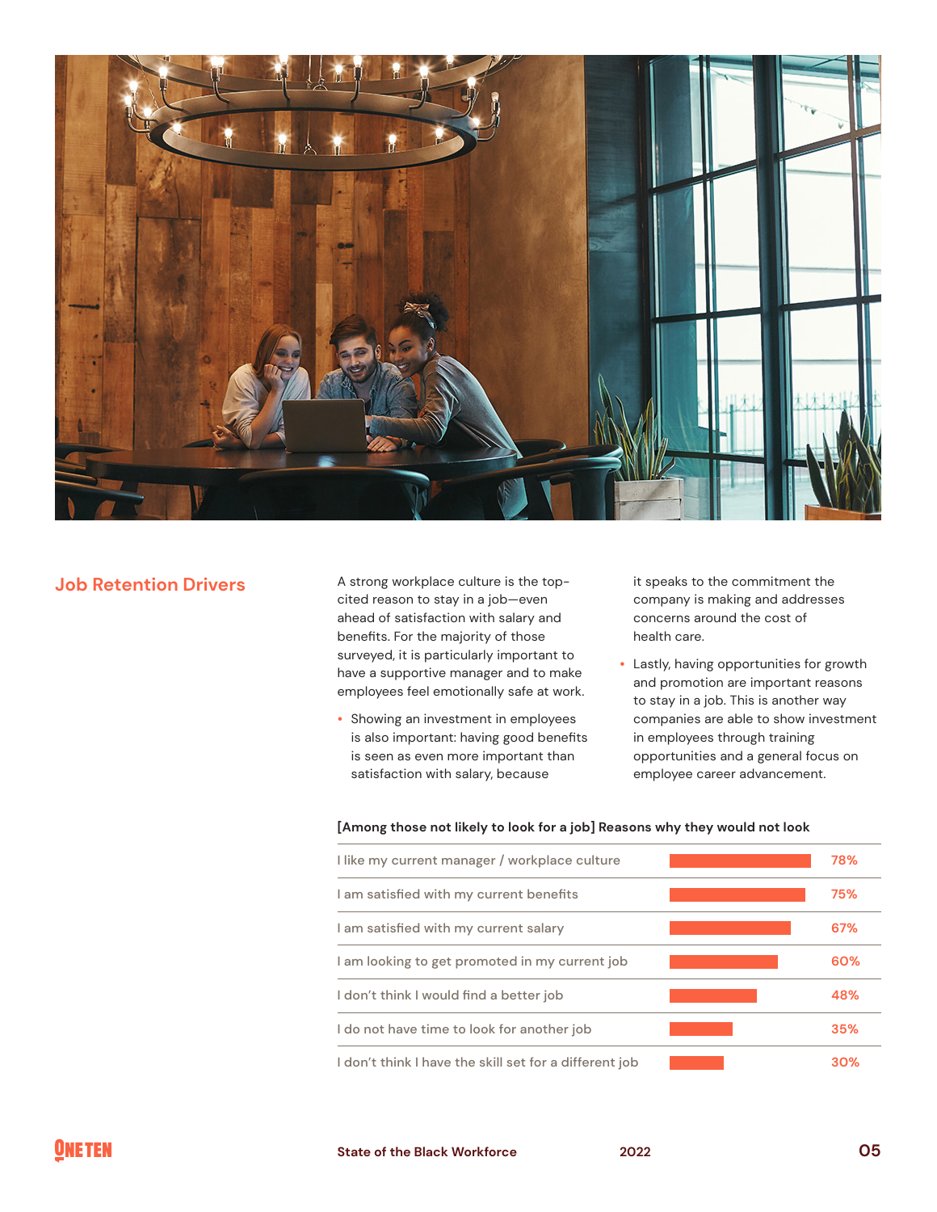## Job Retention Drivers

A strong workplace culture is the top-cited reason to stay in a job—even ahead of satisfaction with salary and benefits. For the majority of those surveyed, it is particularly important to have a supportive manager and to make employees feel emotionally safe at work.

- Showing an investment in employees is also important: having good benefits is seen as even more important than satisfaction with salary, because it speaks to the commitment the company is making and addresses concerns around the cost of health care.
- Lastly, having opportunities for growth and promotion are important reasons to stay in a job. This is another way companies are able to show investment in employees through training opportunities and a general focus on employee career advancement.

**[Among those not likely to look for a job] Reasons why they would not look**

| Reason | % |
|---|---|
| I like my current manager / workplace culture | 78% |
| I am satisfied with my current benefits | 75% |
| I am satisfied with my current salary | 67% |
| I am looking to get promoted in my current job | 60% |
| I don't think I would find a better job | 48% |
| I do not have time to look for another job | 35% |
| I don't think I have the skill set for a different job | 30% |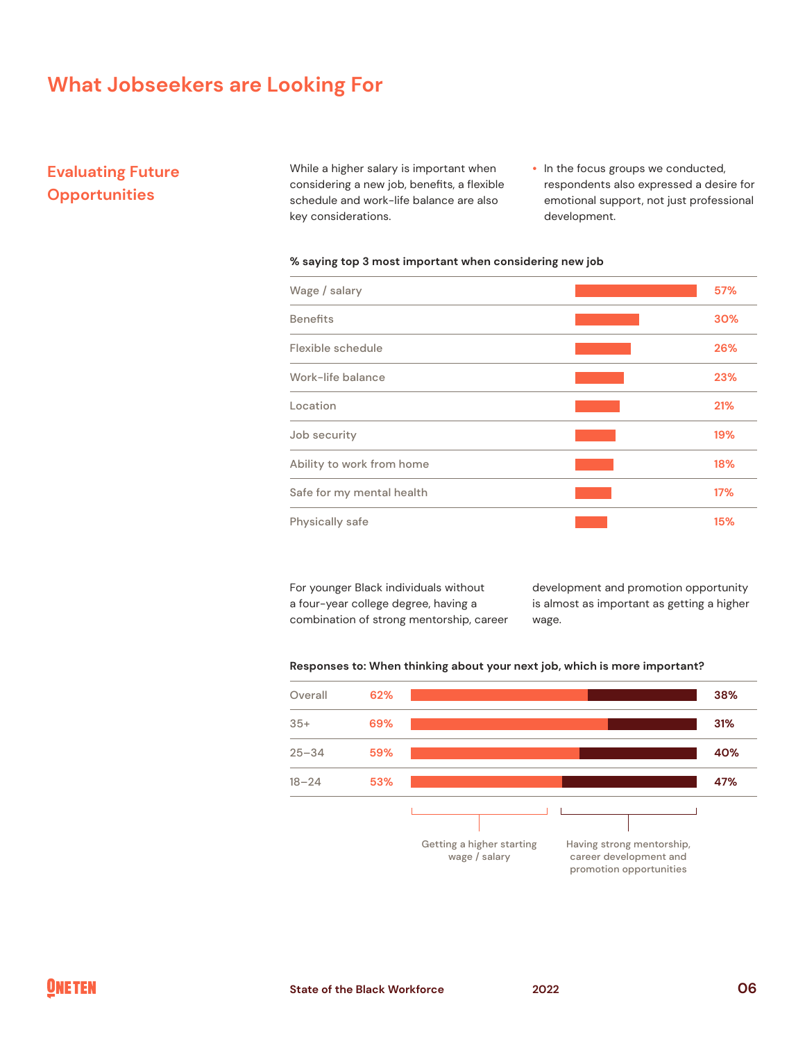# What Jobseekers are Looking For

## Evaluating Future Opportunities

While a higher salary is important when considering a new job, benefits, a flexible schedule and work-life balance are also key considerations.

- In the focus groups we conducted, respondents also expressed a desire for emotional support, not just professional development.

**% saying top 3 most important when considering new job**

| Factor | % |
| --- | --- |
| Wage / salary | 57% |
| Benefits | 30% |
| Flexible schedule | 26% |
| Work-life balance | 23% |
| Location | 21% |
| Job security | 19% |
| Ability to work from home | 18% |
| Safe for my mental health | 17% |
| Physically safe | 15% |

For younger Black individuals without a four-year college degree, having a combination of strong mentorship, career development and promotion opportunity is almost as important as getting a higher wage.

**Responses to: When thinking about your next job, which is more important?**

| Group | Getting a higher starting wage / salary | Having strong mentorship, career development and promotion opportunities |
| --- | --- | --- |
| Overall | 62% | 38% |
| 35+ | 69% | 31% |
| 25–34 | 59% | 40% |
| 18–24 | 53% | 47% |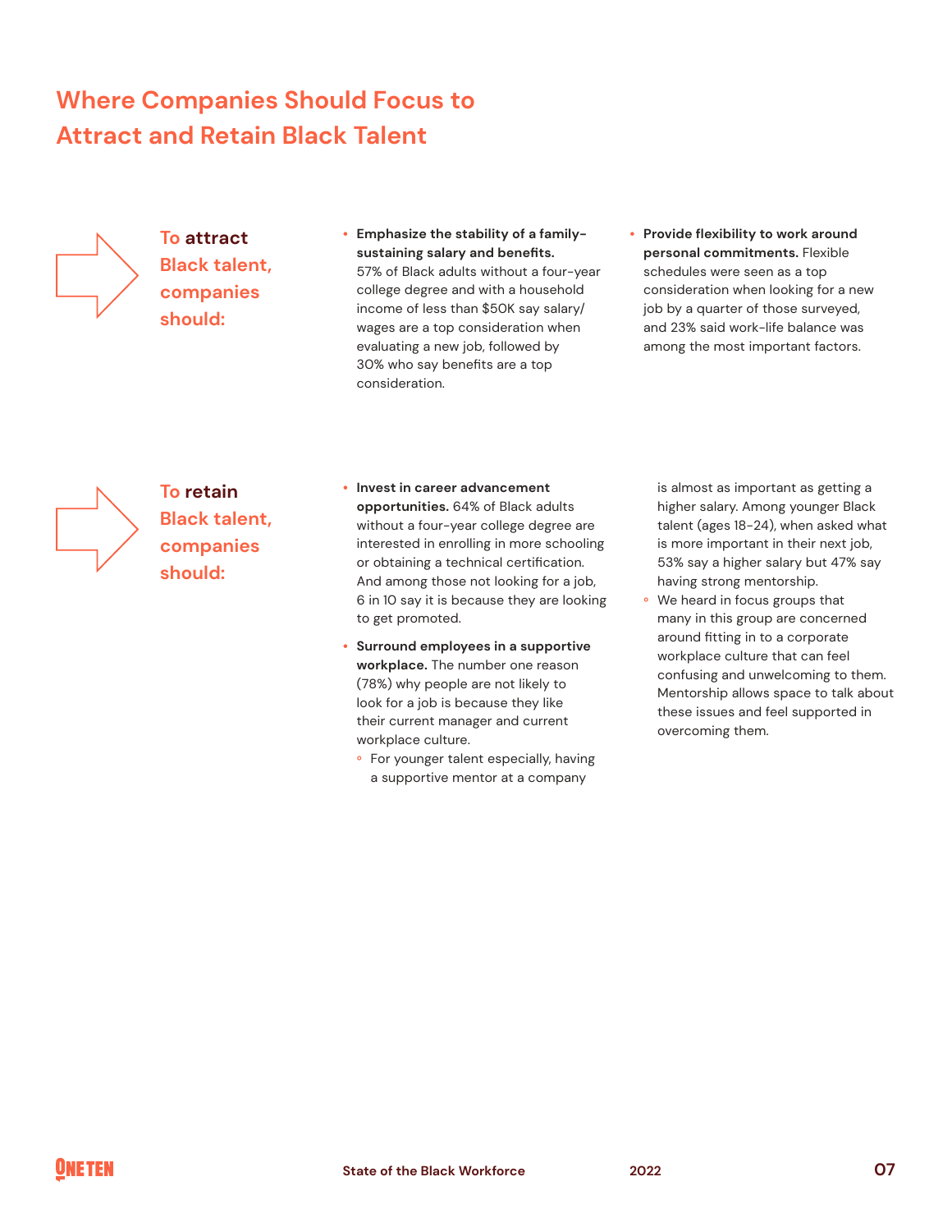# Where Companies Should Focus to Attract and Retain Black Talent

## To attract Black talent, companies should:

- **Emphasize the stability of a family-sustaining salary and benefits.** 57% of Black adults without a four-year college degree and with a household income of less than $50K say salary/wages are a top consideration when evaluating a new job, followed by 30% who say benefits are a top consideration.
- **Provide flexibility to work around personal commitments.** Flexible schedules were seen as a top consideration when looking for a new job by a quarter of those surveyed, and 23% said work-life balance was among the most important factors.

## To retain Black talent, companies should:

- **Invest in career advancement opportunities.** 64% of Black adults without a four-year college degree are interested in enrolling in more schooling or obtaining a technical certification. And among those not looking for a job, 6 in 10 say it is because they are looking to get promoted.
- **Surround employees in a supportive workplace.** The number one reason (78%) why people are not likely to look for a job is because they like their current manager and current workplace culture.
  - For younger talent especially, having a supportive mentor at a company is almost as important as getting a higher salary. Among younger Black talent (ages 18-24), when asked what is more important in their next job, 53% say a higher salary but 47% say having strong mentorship.
  - We heard in focus groups that many in this group are concerned around fitting in to a corporate workplace culture that can feel confusing and unwelcoming to them. Mentorship allows space to talk about these issues and feel supported in overcoming them.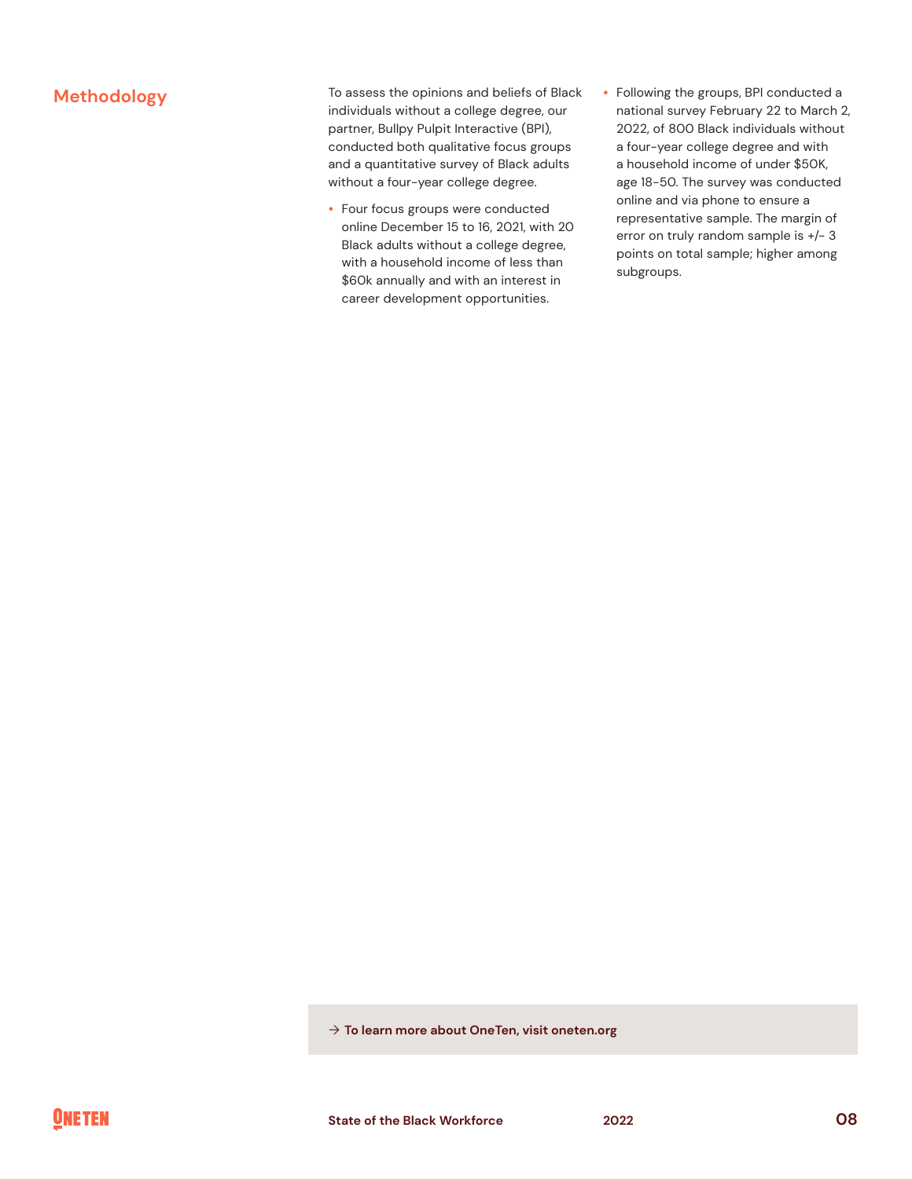## Methodology

To assess the opinions and beliefs of Black individuals without a college degree, our partner, Bullpy Pulpit Interactive (BPI), conducted both qualitative focus groups and a quantitative survey of Black adults without a four-year college degree.

- Four focus groups were conducted online December 15 to 16, 2021, with 20 Black adults without a college degree, with a household income of less than $60k annually and with an interest in career development opportunities.
- Following the groups, BPI conducted a national survey February 22 to March 2, 2022, of 800 Black individuals without a four-year college degree and with a household income of under $50K, age 18-50. The survey was conducted online and via phone to ensure a representative sample. The margin of error on truly random sample is +/- 3 points on total sample; higher among subgroups.

→ **To learn more about OneTen, visit oneten.org**